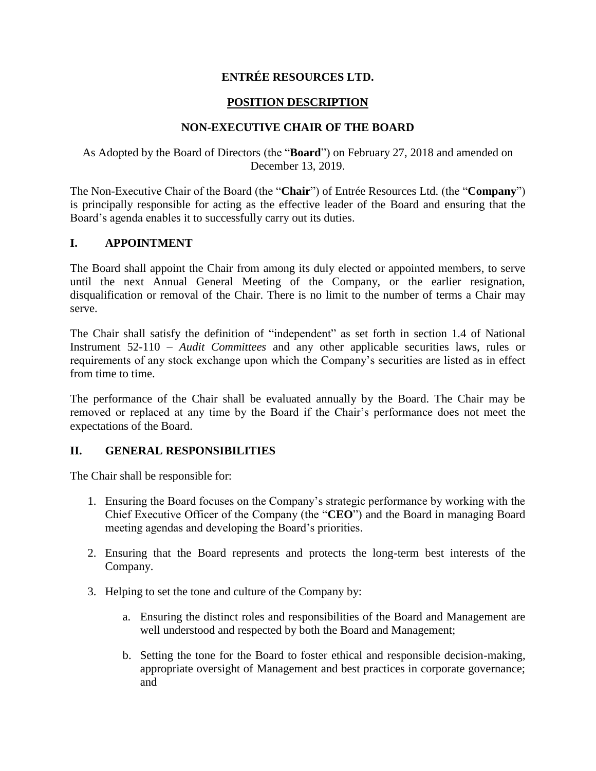# ENTRÉE RESOURCES LTD.

## POSITION DESCRIPTION

## NON-EXECUTIVE CHAIR OF THE BOARD

As Adopted by the Board of Directors (the "**Board**") on February 27, 2018 and amended on December 13, 2019.

The Non-Executive Chair of the Board (the "**Chair**") of Entrée Resources Ltd. (the "**Company**") is principally responsible for acting as the effective leader of the Board and ensuring that the Board's agenda enables it to successfully carry out its duties.

## I. APPOINTMENT

The Board shall appoint the Chair from among its duly elected or appointed members, to serve until the next Annual General Meeting of the Company, or the earlier resignation, disqualification or removal of the Chair. There is no limit to the number of terms a Chair may serve.

The Chair shall satisfy the definition of "independent" as set forth in section 1.4 of National Instrument 52-110 – *Audit Committees* and any other applicable securities laws, rules or requirements of any stock exchange upon which the Company's securities are listed as in effect from time to time.

The performance of the Chair shall be evaluated annually by the Board. The Chair may be removed or replaced at any time by the Board if the Chair's performance does not meet the expectations of the Board.

## II. GENERAL RESPONSIBILITIES

The Chair shall be responsible for:

1. Ensuring the Board focuses on the Company's strategic performance by working with the Chief Executive Officer of the Company (the "**CEO**") and the Board in managing Board meeting agendas and developing the Board's priorities.

2. Ensuring that the Board represents and protects the long-term best interests of the Company.

3. Helping to set the tone and culture of the Company by:

    a. Ensuring the distinct roles and responsibilities of the Board and Management are well understood and respected by both the Board and Management;

    b. Setting the tone for the Board to foster ethical and responsible decision-making, appropriate oversight of Management and best practices in corporate governance; and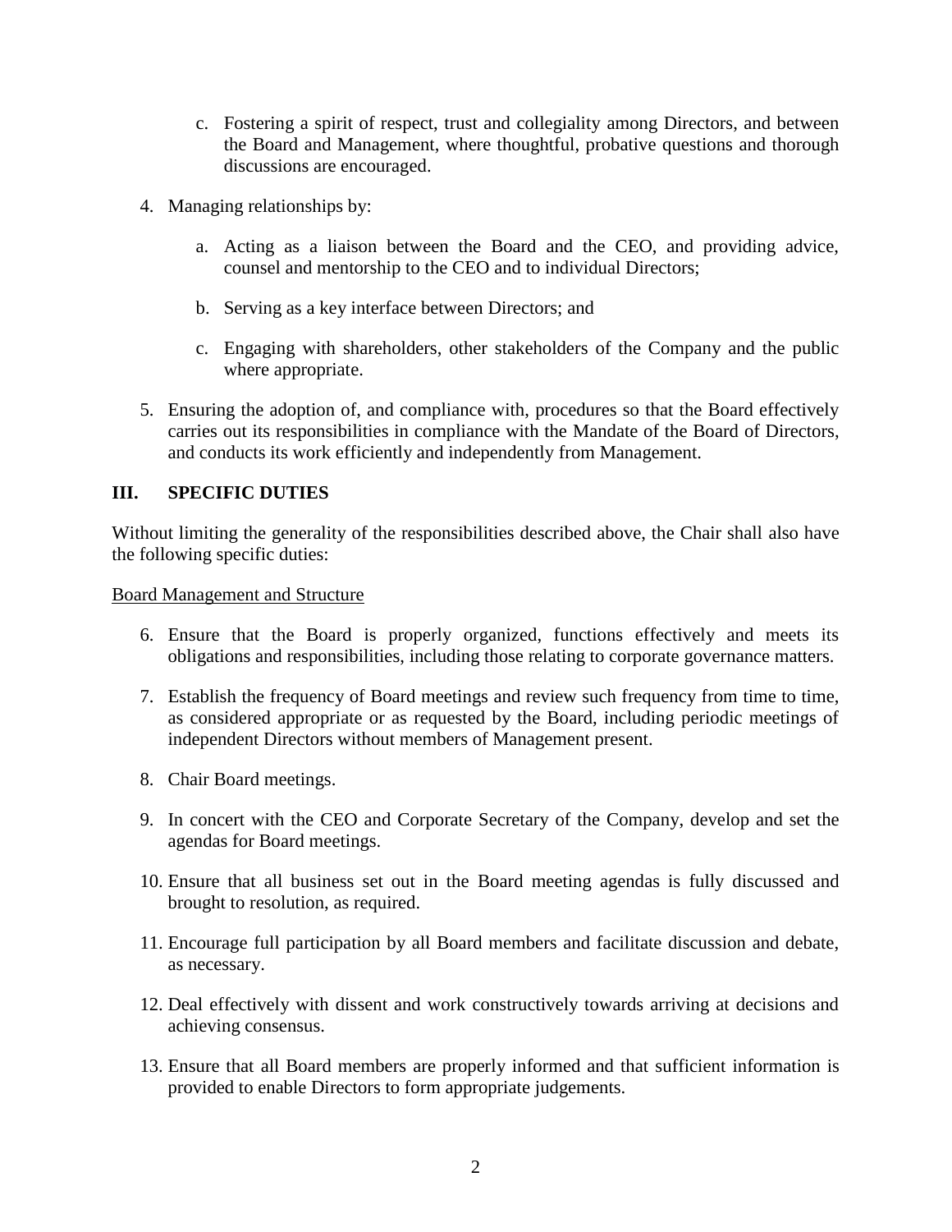c. Fostering a spirit of respect, trust and collegiality among Directors, and between the Board and Management, where thoughtful, probative questions and thorough discussions are encouraged.

4. Managing relationships by:

   a. Acting as a liaison between the Board and the CEO, and providing advice, counsel and mentorship to the CEO and to individual Directors;

   b. Serving as a key interface between Directors; and

   c. Engaging with shareholders, other stakeholders of the Company and the public where appropriate.

5. Ensuring the adoption of, and compliance with, procedures so that the Board effectively carries out its responsibilities in compliance with the Mandate of the Board of Directors, and conducts its work efficiently and independently from Management.

## III. SPECIFIC DUTIES

Without limiting the generality of the responsibilities described above, the Chair shall also have the following specific duties:

<u>Board Management and Structure</u>

6. Ensure that the Board is properly organized, functions effectively and meets its obligations and responsibilities, including those relating to corporate governance matters.

7. Establish the frequency of Board meetings and review such frequency from time to time, as considered appropriate or as requested by the Board, including periodic meetings of independent Directors without members of Management present.

8. Chair Board meetings.

9. In concert with the CEO and Corporate Secretary of the Company, develop and set the agendas for Board meetings.

10. Ensure that all business set out in the Board meeting agendas is fully discussed and brought to resolution, as required.

11. Encourage full participation by all Board members and facilitate discussion and debate, as necessary.

12. Deal effectively with dissent and work constructively towards arriving at decisions and achieving consensus.

13. Ensure that all Board members are properly informed and that sufficient information is provided to enable Directors to form appropriate judgements.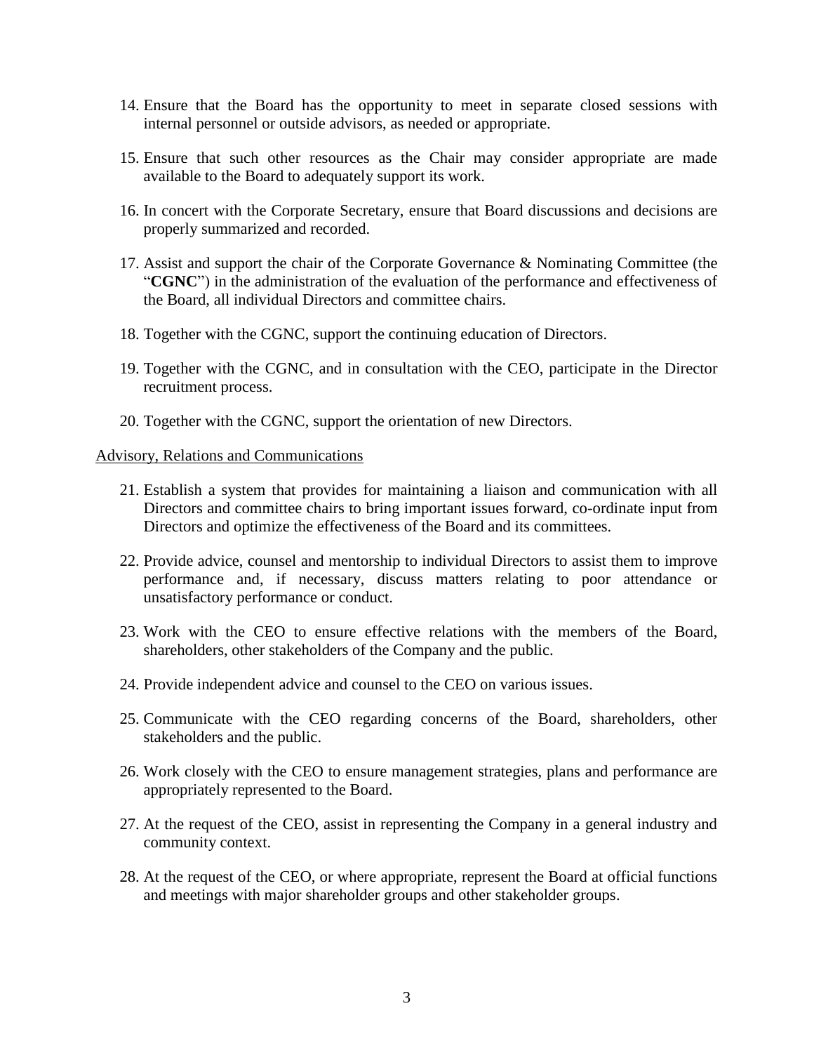14. Ensure that the Board has the opportunity to meet in separate closed sessions with internal personnel or outside advisors, as needed or appropriate.

15. Ensure that such other resources as the Chair may consider appropriate are made available to the Board to adequately support its work.

16. In concert with the Corporate Secretary, ensure that Board discussions and decisions are properly summarized and recorded.

17. Assist and support the chair of the Corporate Governance & Nominating Committee (the "**CGNC**") in the administration of the evaluation of the performance and effectiveness of the Board, all individual Directors and committee chairs.

18. Together with the CGNC, support the continuing education of Directors.

19. Together with the CGNC, and in consultation with the CEO, participate in the Director recruitment process.

20. Together with the CGNC, support the orientation of new Directors.

<u>Advisory, Relations and Communications</u>

21. Establish a system that provides for maintaining a liaison and communication with all Directors and committee chairs to bring important issues forward, co-ordinate input from Directors and optimize the effectiveness of the Board and its committees.

22. Provide advice, counsel and mentorship to individual Directors to assist them to improve performance and, if necessary, discuss matters relating to poor attendance or unsatisfactory performance or conduct.

23. Work with the CEO to ensure effective relations with the members of the Board, shareholders, other stakeholders of the Company and the public.

24. Provide independent advice and counsel to the CEO on various issues.

25. Communicate with the CEO regarding concerns of the Board, shareholders, other stakeholders and the public.

26. Work closely with the CEO to ensure management strategies, plans and performance are appropriately represented to the Board.

27. At the request of the CEO, assist in representing the Company in a general industry and community context.

28. At the request of the CEO, or where appropriate, represent the Board at official functions and meetings with major shareholder groups and other stakeholder groups.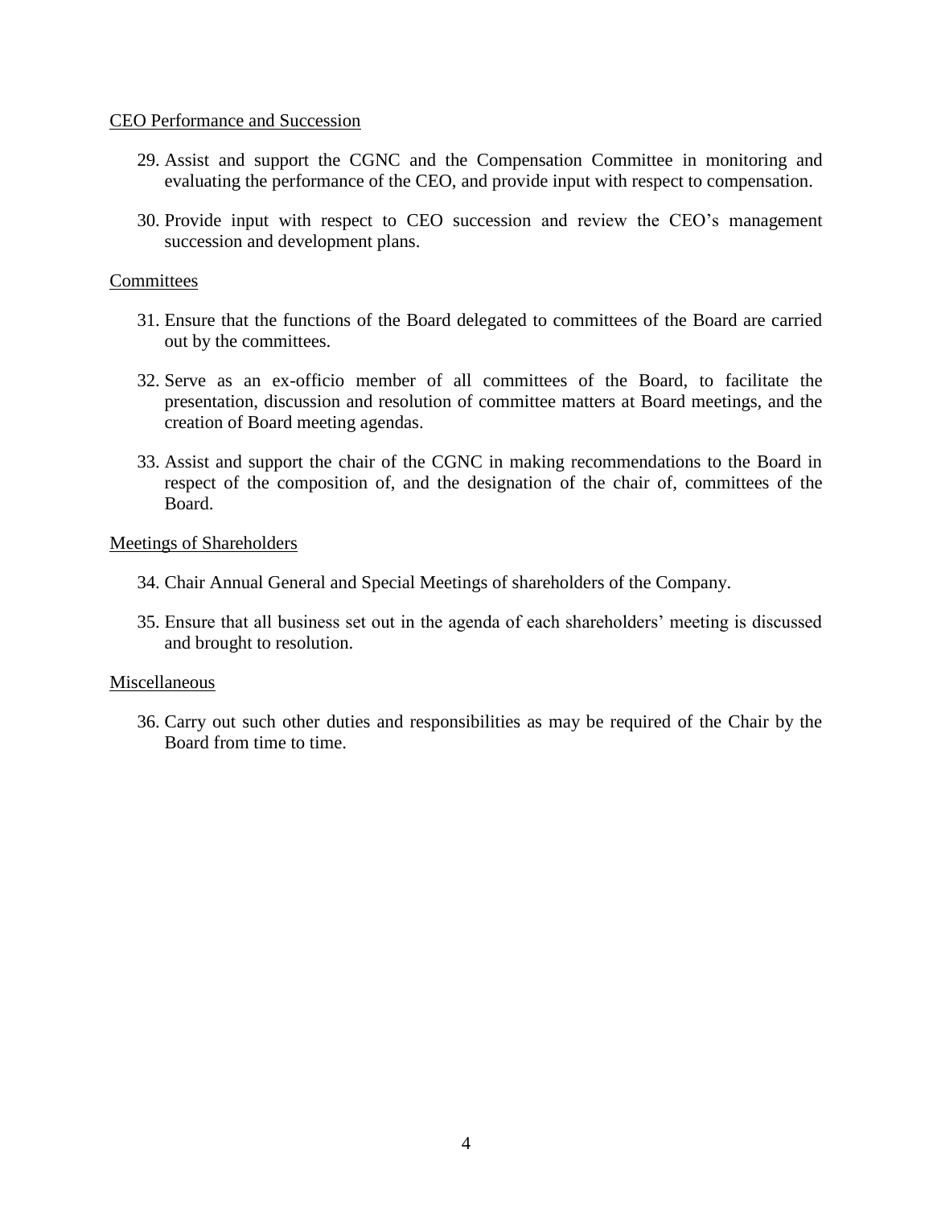CEO Performance and Succession

29. Assist and support the CGNC and the Compensation Committee in monitoring and evaluating the performance of the CEO, and provide input with respect to compensation.

30. Provide input with respect to CEO succession and review the CEO's management succession and development plans.

Committees

31. Ensure that the functions of the Board delegated to committees of the Board are carried out by the committees.

32. Serve as an ex-officio member of all committees of the Board, to facilitate the presentation, discussion and resolution of committee matters at Board meetings, and the creation of Board meeting agendas.

33. Assist and support the chair of the CGNC in making recommendations to the Board in respect of the composition of, and the designation of the chair of, committees of the Board.

Meetings of Shareholders

34. Chair Annual General and Special Meetings of shareholders of the Company.

35. Ensure that all business set out in the agenda of each shareholders' meeting is discussed and brought to resolution.

Miscellaneous

36. Carry out such other duties and responsibilities as may be required of the Chair by the Board from time to time.